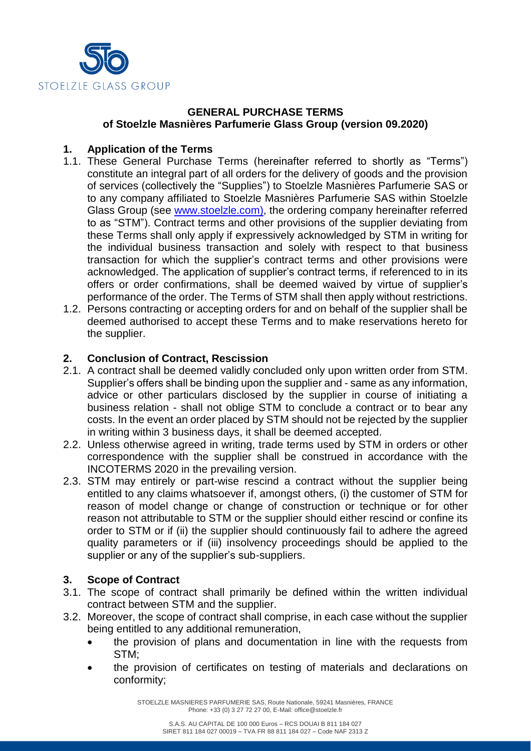STOELZLE GLASS GROUP

## GENERAL PURCHASE TERMS
## of Stoelzle Masnières Parfumerie Glass Group (version 09.2020)

### 1. Application of the Terms

1.1. These General Purchase Terms (hereinafter referred to shortly as "Terms") constitute an integral part of all orders for the delivery of goods and the provision of services (collectively the "Supplies") to Stoelzle Masnières Parfumerie SAS or to any company affiliated to Stoelzle Masnières Parfumerie SAS within Stoelzle Glass Group (see www.stoelzle.com), the ordering company hereinafter referred to as "STM"). Contract terms and other provisions of the supplier deviating from these Terms shall only apply if expressively acknowledged by STM in writing for the individual business transaction and solely with respect to that business transaction for which the supplier's contract terms and other provisions were acknowledged. The application of supplier's contract terms, if referenced to in its offers or order confirmations, shall be deemed waived by virtue of supplier's performance of the order. The Terms of STM shall then apply without restrictions.

1.2. Persons contracting or accepting orders for and on behalf of the supplier shall be deemed authorised to accept these Terms and to make reservations hereto for the supplier.

### 2. Conclusion of Contract, Rescission

2.1. A contract shall be deemed validly concluded only upon written order from STM. Supplier's offers shall be binding upon the supplier and - same as any information, advice or other particulars disclosed by the supplier in course of initiating a business relation - shall not oblige STM to conclude a contract or to bear any costs. In the event an order placed by STM should not be rejected by the supplier in writing within 3 business days, it shall be deemed accepted.

2.2. Unless otherwise agreed in writing, trade terms used by STM in orders or other correspondence with the supplier shall be construed in accordance with the INCOTERMS 2020 in the prevailing version.

2.3. STM may entirely or part-wise rescind a contract without the supplier being entitled to any claims whatsoever if, amongst others, (i) the customer of STM for reason of model change or change of construction or technique or for other reason not attributable to STM or the supplier should either rescind or confine its order to STM or if (ii) the supplier should continuously fail to adhere the agreed quality parameters or if (iii) insolvency proceedings should be applied to the supplier or any of the supplier's sub-suppliers.

### 3. Scope of Contract

3.1. The scope of contract shall primarily be defined within the written individual contract between STM and the supplier.

3.2. Moreover, the scope of contract shall comprise, in each case without the supplier being entitled to any additional remuneration,

- the provision of plans and documentation in line with the requests from STM;
- the provision of certificates on testing of materials and declarations on conformity;

STOELZLE MASNIERES PARFUMERIE SAS, Route Nationale, 59241 Masnières, FRANCE
Phone: +33 (0) 3 27 72 27 00, E-Mail: office@stoelzle.fr

S.A.S. AU CAPITAL DE 100 000 Euros – RCS DOUAI B 811 184 027
SIRET 811 184 027 00019 – TVA FR 88 811 184 027 – Code NAF 2313 Z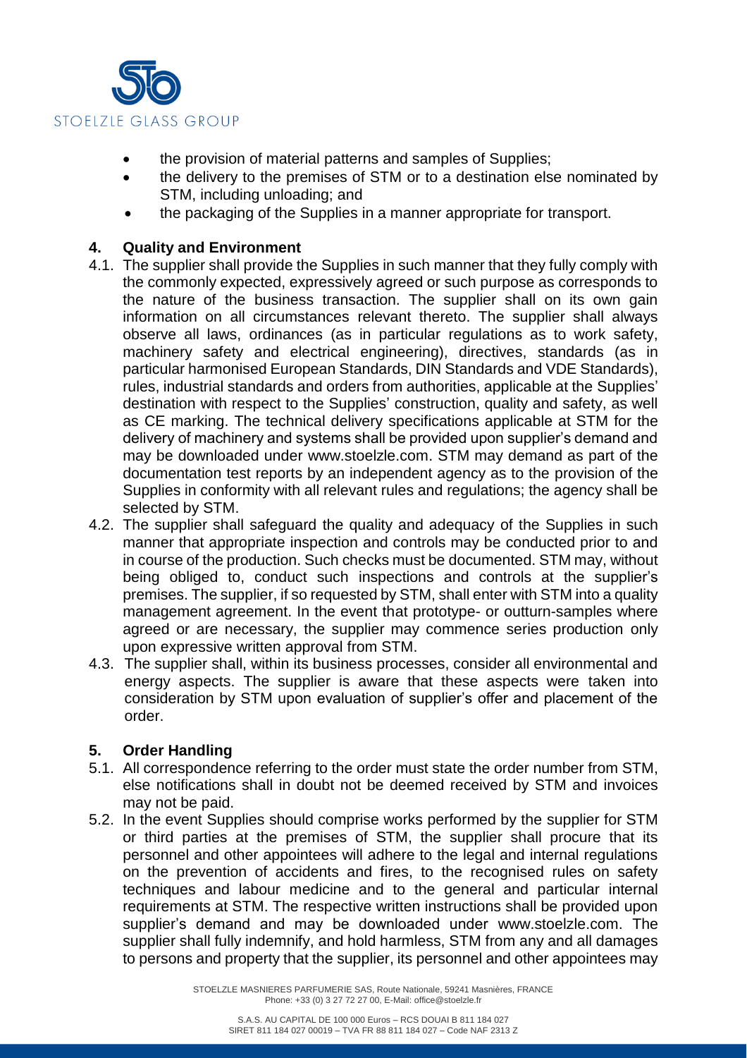- the provision of material patterns and samples of Supplies;
- the delivery to the premises of STM or to a destination else nominated by STM, including unloading; and
- the packaging of the Supplies in a manner appropriate for transport.

## 4. Quality and Environment

4.1. The supplier shall provide the Supplies in such manner that they fully comply with the commonly expected, expressively agreed or such purpose as corresponds to the nature of the business transaction. The supplier shall on its own gain information on all circumstances relevant thereto. The supplier shall always observe all laws, ordinances (as in particular regulations as to work safety, machinery safety and electrical engineering), directives, standards (as in particular harmonised European Standards, DIN Standards and VDE Standards), rules, industrial standards and orders from authorities, applicable at the Supplies' destination with respect to the Supplies' construction, quality and safety, as well as CE marking. The technical delivery specifications applicable at STM for the delivery of machinery and systems shall be provided upon supplier's demand and may be downloaded under www.stoelzle.com. STM may demand as part of the documentation test reports by an independent agency as to the provision of the Supplies in conformity with all relevant rules and regulations; the agency shall be selected by STM.

4.2. The supplier shall safeguard the quality and adequacy of the Supplies in such manner that appropriate inspection and controls may be conducted prior to and in course of the production. Such checks must be documented. STM may, without being obliged to, conduct such inspections and controls at the supplier's premises. The supplier, if so requested by STM, shall enter with STM into a quality management agreement. In the event that prototype- or outturn-samples where agreed or are necessary, the supplier may commence series production only upon expressive written approval from STM.

4.3. The supplier shall, within its business processes, consider all environmental and energy aspects. The supplier is aware that these aspects were taken into consideration by STM upon evaluation of supplier's offer and placement of the order.

## 5. Order Handling

5.1. All correspondence referring to the order must state the order number from STM, else notifications shall in doubt not be deemed received by STM and invoices may not be paid.

5.2. In the event Supplies should comprise works performed by the supplier for STM or third parties at the premises of STM, the supplier shall procure that its personnel and other appointees will adhere to the legal and internal regulations on the prevention of accidents and fires, to the recognised rules on safety techniques and labour medicine and to the general and particular internal requirements at STM. The respective written instructions shall be provided upon supplier's demand and may be downloaded under www.stoelzle.com. The supplier shall fully indemnify, and hold harmless, STM from any and all damages to persons and property that the supplier, its personnel and other appointees may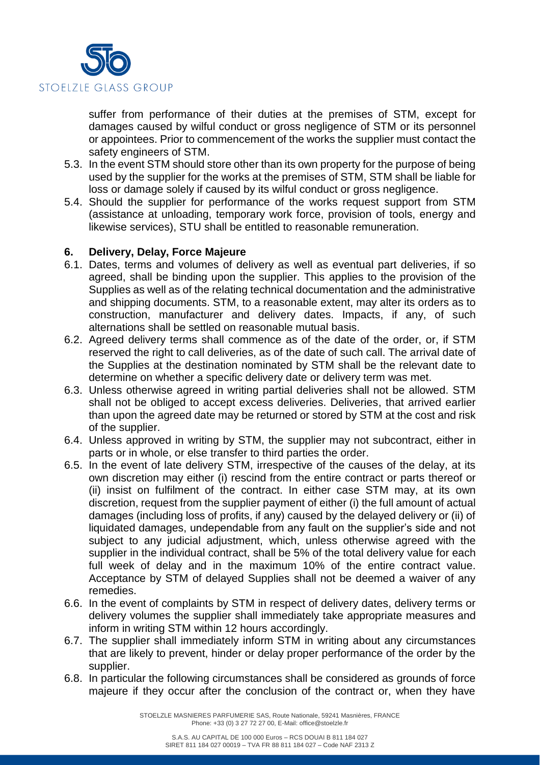suffer from performance of their duties at the premises of STM, except for damages caused by wilful conduct or gross negligence of STM or its personnel or appointees. Prior to commencement of the works the supplier must contact the safety engineers of STM.

5.3. In the event STM should store other than its own property for the purpose of being used by the supplier for the works at the premises of STM, STM shall be liable for loss or damage solely if caused by its wilful conduct or gross negligence.

5.4. Should the supplier for performance of the works request support from STM (assistance at unloading, temporary work force, provision of tools, energy and likewise services), STU shall be entitled to reasonable remuneration.

## 6. Delivery, Delay, Force Majeure

6.1. Dates, terms and volumes of delivery as well as eventual part deliveries, if so agreed, shall be binding upon the supplier. This applies to the provision of the Supplies as well as of the relating technical documentation and the administrative and shipping documents. STM, to a reasonable extent, may alter its orders as to construction, manufacturer and delivery dates. Impacts, if any, of such alternations shall be settled on reasonable mutual basis.

6.2. Agreed delivery terms shall commence as of the date of the order, or, if STM reserved the right to call deliveries, as of the date of such call. The arrival date of the Supplies at the destination nominated by STM shall be the relevant date to determine on whether a specific delivery date or delivery term was met.

6.3. Unless otherwise agreed in writing partial deliveries shall not be allowed. STM shall not be obliged to accept excess deliveries. Deliveries, that arrived earlier than upon the agreed date may be returned or stored by STM at the cost and risk of the supplier.

6.4. Unless approved in writing by STM, the supplier may not subcontract, either in parts or in whole, or else transfer to third parties the order.

6.5. In the event of late delivery STM, irrespective of the causes of the delay, at its own discretion may either (i) rescind from the entire contract or parts thereof or (ii) insist on fulfilment of the contract. In either case STM may, at its own discretion, request from the supplier payment of either (i) the full amount of actual damages (including loss of profits, if any) caused by the delayed delivery or (ii) of liquidated damages, undependable from any fault on the supplier's side and not subject to any judicial adjustment, which, unless otherwise agreed with the supplier in the individual contract, shall be 5% of the total delivery value for each full week of delay and in the maximum 10% of the entire contract value. Acceptance by STM of delayed Supplies shall not be deemed a waiver of any remedies.

6.6. In the event of complaints by STM in respect of delivery dates, delivery terms or delivery volumes the supplier shall immediately take appropriate measures and inform in writing STM within 12 hours accordingly.

6.7. The supplier shall immediately inform STM in writing about any circumstances that are likely to prevent, hinder or delay proper performance of the order by the supplier.

6.8. In particular the following circumstances shall be considered as grounds of force majeure if they occur after the conclusion of the contract or, when they have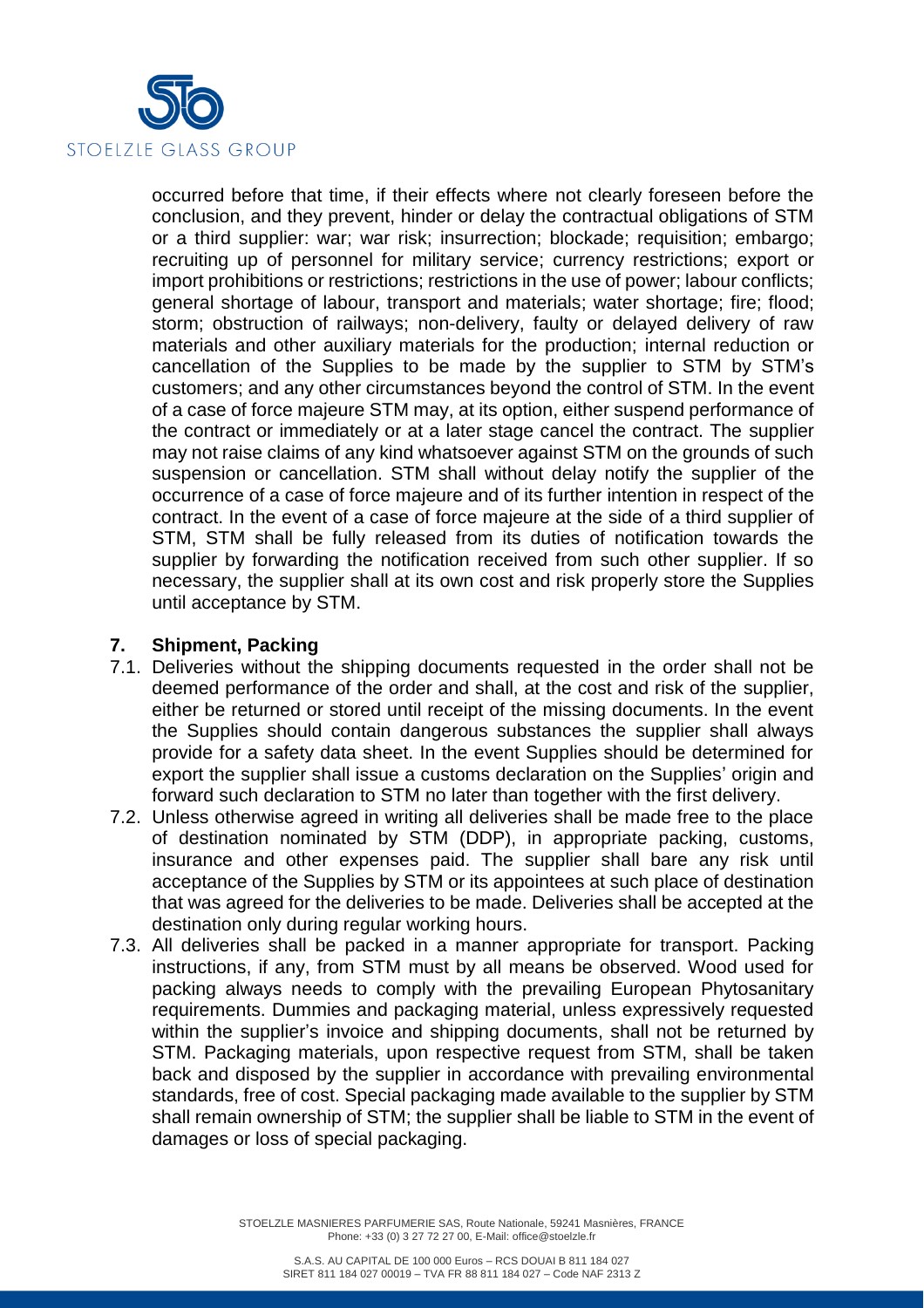occurred before that time, if their effects where not clearly foreseen before the conclusion, and they prevent, hinder or delay the contractual obligations of STM or a third supplier: war; war risk; insurrection; blockade; requisition; embargo; recruiting up of personnel for military service; currency restrictions; export or import prohibitions or restrictions; restrictions in the use of power; labour conflicts; general shortage of labour, transport and materials; water shortage; fire; flood; storm; obstruction of railways; non-delivery, faulty or delayed delivery of raw materials and other auxiliary materials for the production; internal reduction or cancellation of the Supplies to be made by the supplier to STM by STM's customers; and any other circumstances beyond the control of STM. In the event of a case of force majeure STM may, at its option, either suspend performance of the contract or immediately or at a later stage cancel the contract. The supplier may not raise claims of any kind whatsoever against STM on the grounds of such suspension or cancellation. STM shall without delay notify the supplier of the occurrence of a case of force majeure and of its further intention in respect of the contract. In the event of a case of force majeure at the side of a third supplier of STM, STM shall be fully released from its duties of notification towards the supplier by forwarding the notification received from such other supplier. If so necessary, the supplier shall at its own cost and risk properly store the Supplies until acceptance by STM.

## 7. Shipment, Packing

7.1. Deliveries without the shipping documents requested in the order shall not be deemed performance of the order and shall, at the cost and risk of the supplier, either be returned or stored until receipt of the missing documents. In the event the Supplies should contain dangerous substances the supplier shall always provide for a safety data sheet. In the event Supplies should be determined for export the supplier shall issue a customs declaration on the Supplies' origin and forward such declaration to STM no later than together with the first delivery.

7.2. Unless otherwise agreed in writing all deliveries shall be made free to the place of destination nominated by STM (DDP), in appropriate packing, customs, insurance and other expenses paid. The supplier shall bare any risk until acceptance of the Supplies by STM or its appointees at such place of destination that was agreed for the deliveries to be made. Deliveries shall be accepted at the destination only during regular working hours.

7.3. All deliveries shall be packed in a manner appropriate for transport. Packing instructions, if any, from STM must by all means be observed. Wood used for packing always needs to comply with the prevailing European Phytosanitary requirements. Dummies and packaging material, unless expressively requested within the supplier's invoice and shipping documents, shall not be returned by STM. Packaging materials, upon respective request from STM, shall be taken back and disposed by the supplier in accordance with prevailing environmental standards, free of cost. Special packaging made available to the supplier by STM shall remain ownership of STM; the supplier shall be liable to STM in the event of damages or loss of special packaging.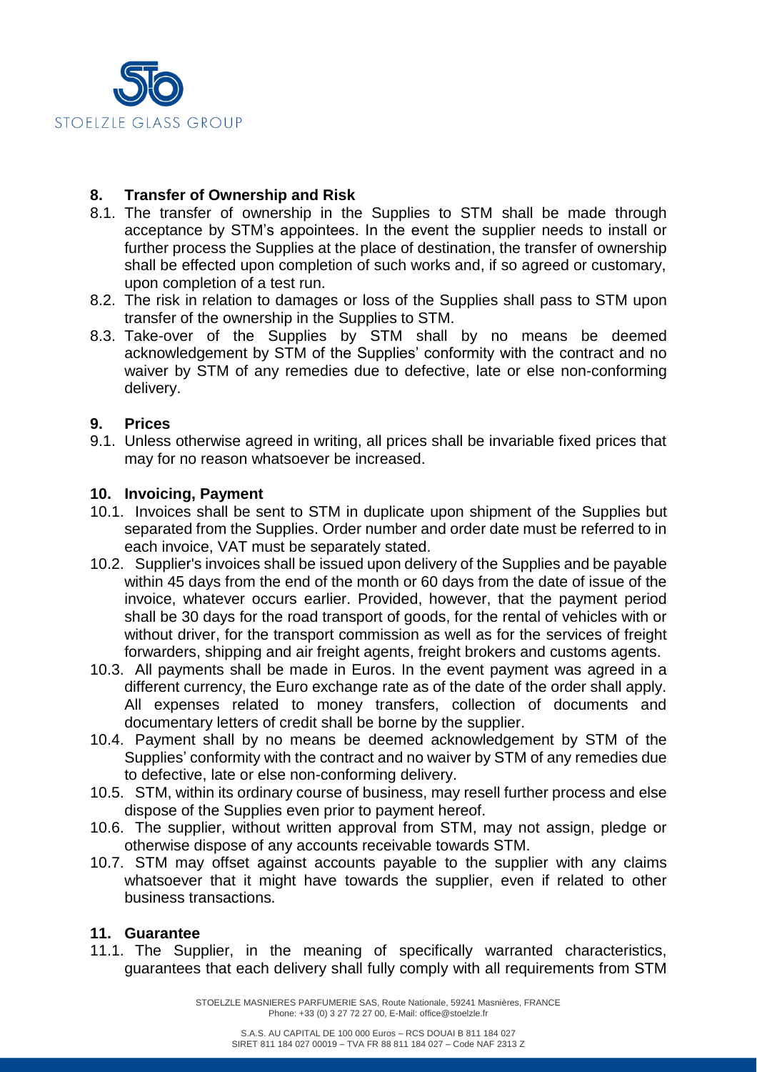## 8. Transfer of Ownership and Risk

8.1. The transfer of ownership in the Supplies to STM shall be made through acceptance by STM's appointees. In the event the supplier needs to install or further process the Supplies at the place of destination, the transfer of ownership shall be effected upon completion of such works and, if so agreed or customary, upon completion of a test run.

8.2. The risk in relation to damages or loss of the Supplies shall pass to STM upon transfer of the ownership in the Supplies to STM.

8.3. Take-over of the Supplies by STM shall by no means be deemed acknowledgement by STM of the Supplies' conformity with the contract and no waiver by STM of any remedies due to defective, late or else non-conforming delivery.

## 9. Prices

9.1. Unless otherwise agreed in writing, all prices shall be invariable fixed prices that may for no reason whatsoever be increased.

## 10. Invoicing, Payment

10.1. Invoices shall be sent to STM in duplicate upon shipment of the Supplies but separated from the Supplies. Order number and order date must be referred to in each invoice, VAT must be separately stated.

10.2. Supplier's invoices shall be issued upon delivery of the Supplies and be payable within 45 days from the end of the month or 60 days from the date of issue of the invoice, whatever occurs earlier. Provided, however, that the payment period shall be 30 days for the road transport of goods, for the rental of vehicles with or without driver, for the transport commission as well as for the services of freight forwarders, shipping and air freight agents, freight brokers and customs agents.

10.3. All payments shall be made in Euros. In the event payment was agreed in a different currency, the Euro exchange rate as of the date of the order shall apply. All expenses related to money transfers, collection of documents and documentary letters of credit shall be borne by the supplier.

10.4. Payment shall by no means be deemed acknowledgement by STM of the Supplies' conformity with the contract and no waiver by STM of any remedies due to defective, late or else non-conforming delivery.

10.5. STM, within its ordinary course of business, may resell further process and else dispose of the Supplies even prior to payment hereof.

10.6. The supplier, without written approval from STM, may not assign, pledge or otherwise dispose of any accounts receivable towards STM.

10.7. STM may offset against accounts payable to the supplier with any claims whatsoever that it might have towards the supplier, even if related to other business transactions.

## 11. Guarantee

11.1. The Supplier, in the meaning of specifically warranted characteristics, guarantees that each delivery shall fully comply with all requirements from STM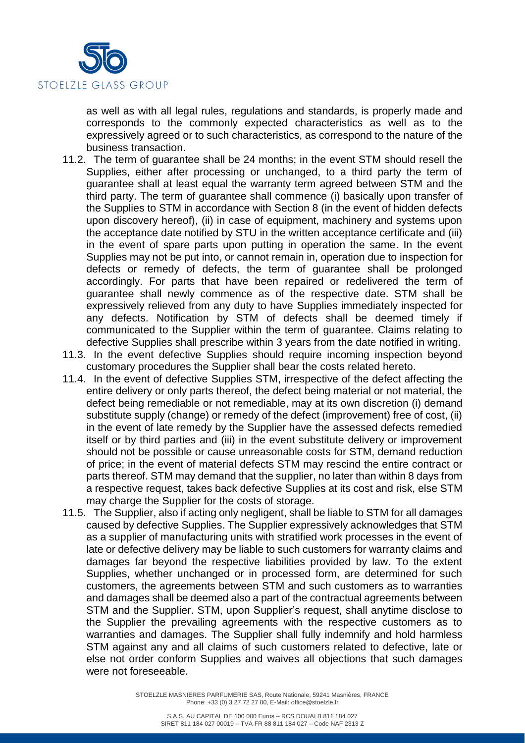as well as with all legal rules, regulations and standards, is properly made and corresponds to the commonly expected characteristics as well as to the expressively agreed or to such characteristics, as correspond to the nature of the business transaction.

11.2. The term of guarantee shall be 24 months; in the event STM should resell the Supplies, either after processing or unchanged, to a third party the term of guarantee shall at least equal the warranty term agreed between STM and the third party. The term of guarantee shall commence (i) basically upon transfer of the Supplies to STM in accordance with Section 8 (in the event of hidden defects upon discovery hereof), (ii) in case of equipment, machinery and systems upon the acceptance date notified by STU in the written acceptance certificate and (iii) in the event of spare parts upon putting in operation the same. In the event Supplies may not be put into, or cannot remain in, operation due to inspection for defects or remedy of defects, the term of guarantee shall be prolonged accordingly. For parts that have been repaired or redelivered the term of guarantee shall newly commence as of the respective date. STM shall be expressively relieved from any duty to have Supplies immediately inspected for any defects. Notification by STM of defects shall be deemed timely if communicated to the Supplier within the term of guarantee. Claims relating to defective Supplies shall prescribe within 3 years from the date notified in writing.

11.3. In the event defective Supplies should require incoming inspection beyond customary procedures the Supplier shall bear the costs related hereto.

11.4. In the event of defective Supplies STM, irrespective of the defect affecting the entire delivery or only parts thereof, the defect being material or not material, the defect being remediable or not remediable, may at its own discretion (i) demand substitute supply (change) or remedy of the defect (improvement) free of cost, (ii) in the event of late remedy by the Supplier have the assessed defects remedied itself or by third parties and (iii) in the event substitute delivery or improvement should not be possible or cause unreasonable costs for STM, demand reduction of price; in the event of material defects STM may rescind the entire contract or parts thereof. STM may demand that the supplier, no later than within 8 days from a respective request, takes back defective Supplies at its cost and risk, else STM may charge the Supplier for the costs of storage.

11.5. The Supplier, also if acting only negligent, shall be liable to STM for all damages caused by defective Supplies. The Supplier expressively acknowledges that STM as a supplier of manufacturing units with stratified work processes in the event of late or defective delivery may be liable to such customers for warranty claims and damages far beyond the respective liabilities provided by law. To the extent Supplies, whether unchanged or in processed form, are determined for such customers, the agreements between STM and such customers as to warranties and damages shall be deemed also a part of the contractual agreements between STM and the Supplier. STM, upon Supplier's request, shall anytime disclose to the Supplier the prevailing agreements with the respective customers as to warranties and damages. The Supplier shall fully indemnify and hold harmless STM against any and all claims of such customers related to defective, late or else not order conform Supplies and waives all objections that such damages were not foreseeable.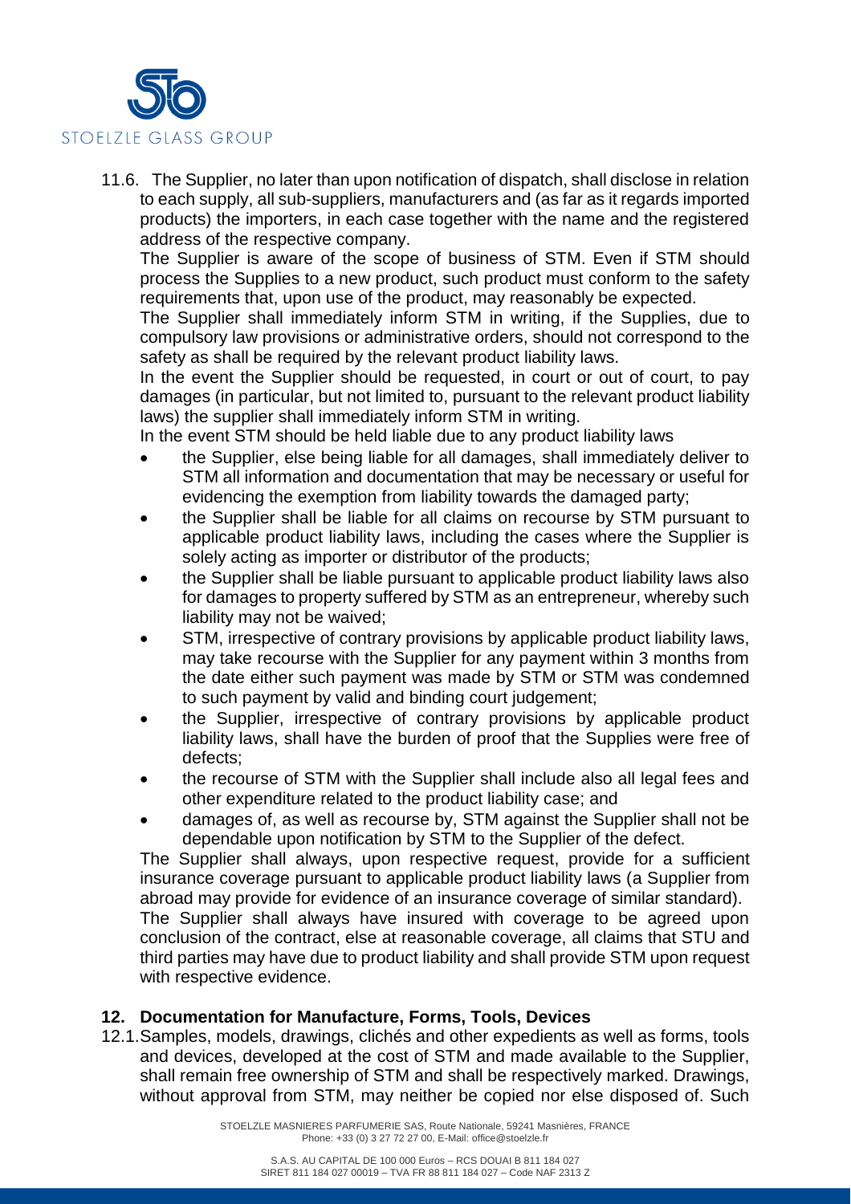11.6. The Supplier, no later than upon notification of dispatch, shall disclose in relation to each supply, all sub-suppliers, manufacturers and (as far as it regards imported products) the importers, in each case together with the name and the registered address of the respective company.

The Supplier is aware of the scope of business of STM. Even if STM should process the Supplies to a new product, such product must conform to the safety requirements that, upon use of the product, may reasonably be expected.

The Supplier shall immediately inform STM in writing, if the Supplies, due to compulsory law provisions or administrative orders, should not correspond to the safety as shall be required by the relevant product liability laws.

In the event the Supplier should be requested, in court or out of court, to pay damages (in particular, but not limited to, pursuant to the relevant product liability laws) the supplier shall immediately inform STM in writing.

In the event STM should be held liable due to any product liability laws

- the Supplier, else being liable for all damages, shall immediately deliver to STM all information and documentation that may be necessary or useful for evidencing the exemption from liability towards the damaged party;
- the Supplier shall be liable for all claims on recourse by STM pursuant to applicable product liability laws, including the cases where the Supplier is solely acting as importer or distributor of the products;
- the Supplier shall be liable pursuant to applicable product liability laws also for damages to property suffered by STM as an entrepreneur, whereby such liability may not be waived;
- STM, irrespective of contrary provisions by applicable product liability laws, may take recourse with the Supplier for any payment within 3 months from the date either such payment was made by STM or STM was condemned to such payment by valid and binding court judgement;
- the Supplier, irrespective of contrary provisions by applicable product liability laws, shall have the burden of proof that the Supplies were free of defects;
- the recourse of STM with the Supplier shall include also all legal fees and other expenditure related to the product liability case; and
- damages of, as well as recourse by, STM against the Supplier shall not be dependable upon notification by STM to the Supplier of the defect.

The Supplier shall always, upon respective request, provide for a sufficient insurance coverage pursuant to applicable product liability laws (a Supplier from abroad may provide for evidence of an insurance coverage of similar standard).

The Supplier shall always have insured with coverage to be agreed upon conclusion of the contract, else at reasonable coverage, all claims that STU and third parties may have due to product liability and shall provide STM upon request with respective evidence.

## 12. Documentation for Manufacture, Forms, Tools, Devices

12.1. Samples, models, drawings, clichés and other expedients as well as forms, tools and devices, developed at the cost of STM and made available to the Supplier, shall remain free ownership of STM and shall be respectively marked. Drawings, without approval from STM, may neither be copied nor else disposed of. Such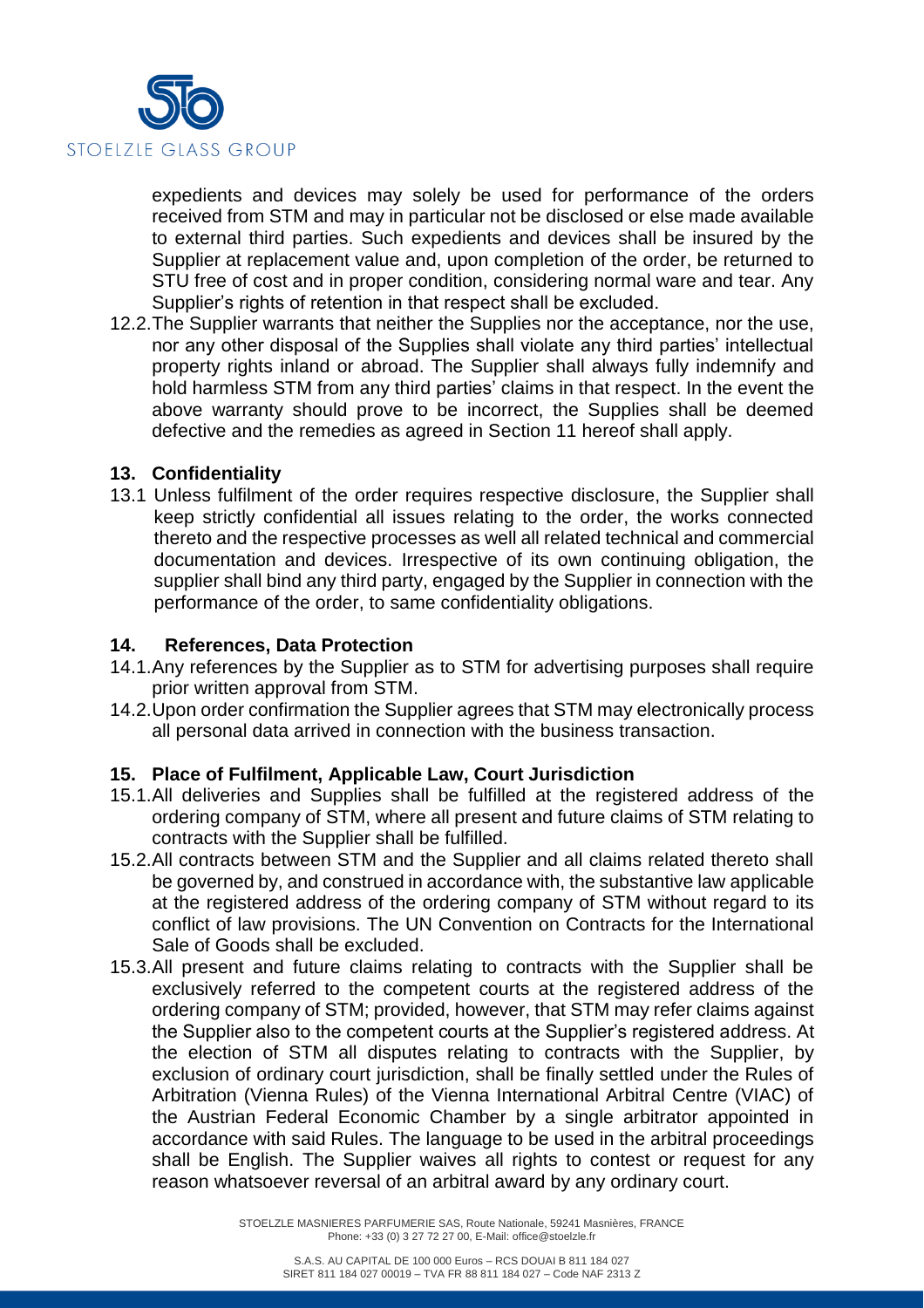expedients and devices may solely be used for performance of the orders received from STM and may in particular not be disclosed or else made available to external third parties. Such expedients and devices shall be insured by the Supplier at replacement value and, upon completion of the order, be returned to STU free of cost and in proper condition, considering normal ware and tear. Any Supplier's rights of retention in that respect shall be excluded.

12.2. The Supplier warrants that neither the Supplies nor the acceptance, nor the use, nor any other disposal of the Supplies shall violate any third parties' intellectual property rights inland or abroad. The Supplier shall always fully indemnify and hold harmless STM from any third parties' claims in that respect. In the event the above warranty should prove to be incorrect, the Supplies shall be deemed defective and the remedies as agreed in Section 11 hereof shall apply.

## 13. Confidentiality

13.1 Unless fulfilment of the order requires respective disclosure, the Supplier shall keep strictly confidential all issues relating to the order, the works connected thereto and the respective processes as well all related technical and commercial documentation and devices. Irrespective of its own continuing obligation, the supplier shall bind any third party, engaged by the Supplier in connection with the performance of the order, to same confidentiality obligations.

## 14. References, Data Protection

14.1. Any references by the Supplier as to STM for advertising purposes shall require prior written approval from STM.

14.2. Upon order confirmation the Supplier agrees that STM may electronically process all personal data arrived in connection with the business transaction.

## 15. Place of Fulfilment, Applicable Law, Court Jurisdiction

15.1. All deliveries and Supplies shall be fulfilled at the registered address of the ordering company of STM, where all present and future claims of STM relating to contracts with the Supplier shall be fulfilled.

15.2. All contracts between STM and the Supplier and all claims related thereto shall be governed by, and construed in accordance with, the substantive law applicable at the registered address of the ordering company of STM without regard to its conflict of law provisions. The UN Convention on Contracts for the International Sale of Goods shall be excluded.

15.3. All present and future claims relating to contracts with the Supplier shall be exclusively referred to the competent courts at the registered address of the ordering company of STM; provided, however, that STM may refer claims against the Supplier also to the competent courts at the Supplier's registered address. At the election of STM all disputes relating to contracts with the Supplier, by exclusion of ordinary court jurisdiction, shall be finally settled under the Rules of Arbitration (Vienna Rules) of the Vienna International Arbitral Centre (VIAC) of the Austrian Federal Economic Chamber by a single arbitrator appointed in accordance with said Rules. The language to be used in the arbitral proceedings shall be English. The Supplier waives all rights to contest or request for any reason whatsoever reversal of an arbitral award by any ordinary court.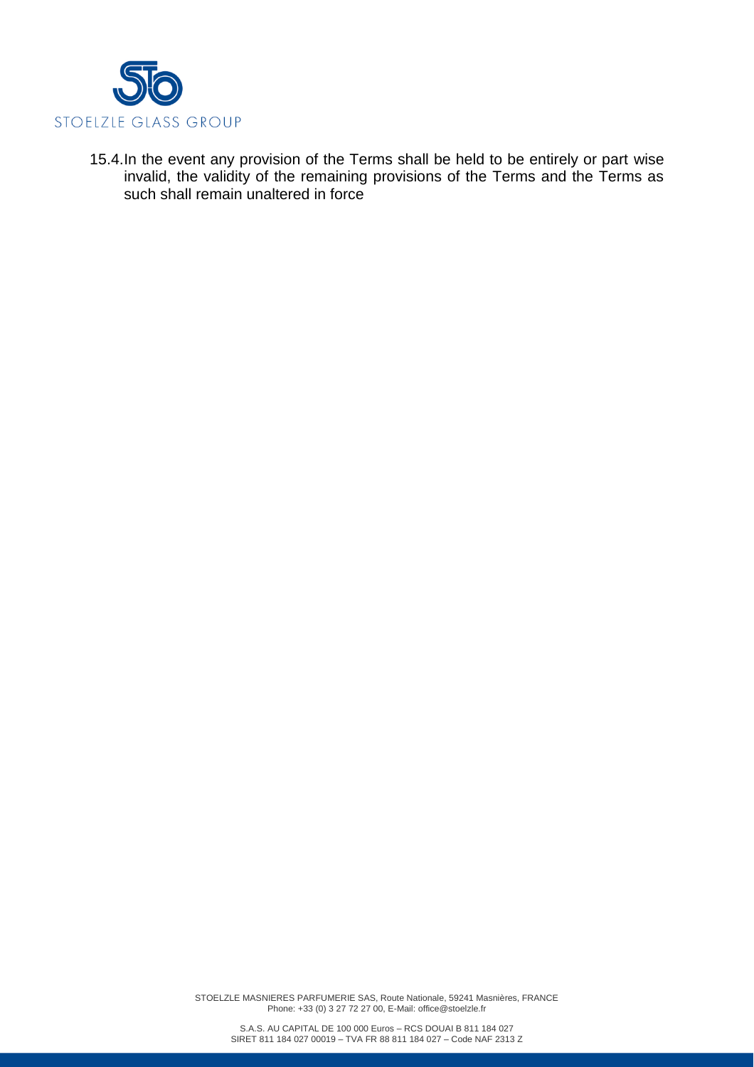15.4. In the event any provision of the Terms shall be held to be entirely or part wise invalid, the validity of the remaining provisions of the Terms and the Terms as such shall remain unaltered in force